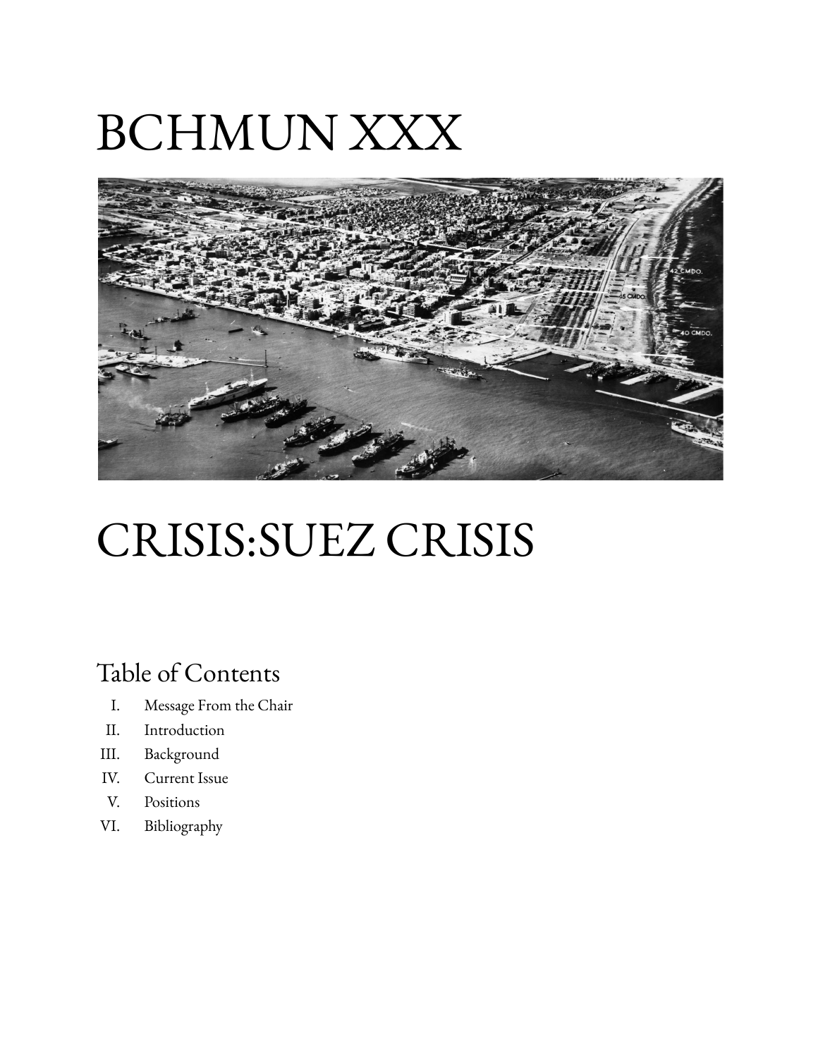# BCHMUN XXX

# CRISIS:SUEZ CRISIS

## Table of Contents

I. Message From the Chair
II. Introduction
III. Background
IV. Current Issue
V. Positions
VI. Bibliography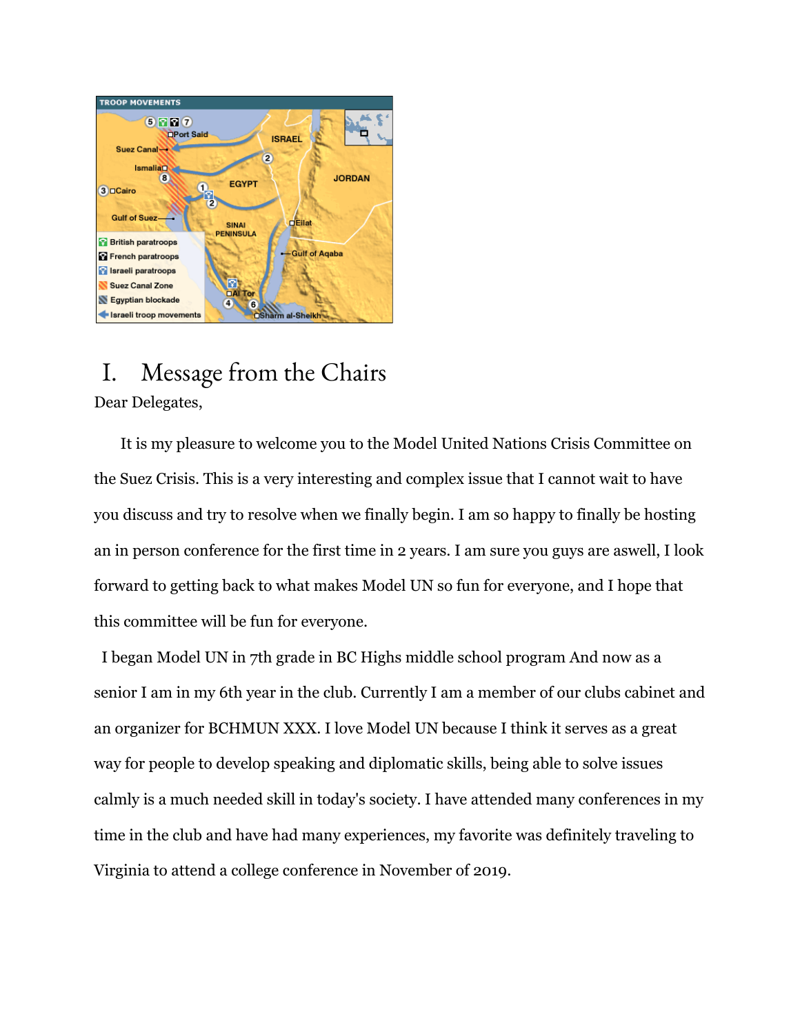# I. Message from the Chairs

Dear Delegates,

It is my pleasure to welcome you to the Model United Nations Crisis Committee on the Suez Crisis. This is a very interesting and complex issue that I cannot wait to have you discuss and try to resolve when we finally begin. I am so happy to finally be hosting an in person conference for the first time in 2 years. I am sure you guys are aswell, I look forward to getting back to what makes Model UN so fun for everyone, and I hope that this committee will be fun for everyone.

I began Model UN in 7th grade in BC Highs middle school program And now as a senior I am in my 6th year in the club. Currently I am a member of our clubs cabinet and an organizer for BCHMUN XXX. I love Model UN because I think it serves as a great way for people to develop speaking and diplomatic skills, being able to solve issues calmly is a much needed skill in today's society. I have attended many conferences in my time in the club and have had many experiences, my favorite was definitely traveling to Virginia to attend a college conference in November of 2019.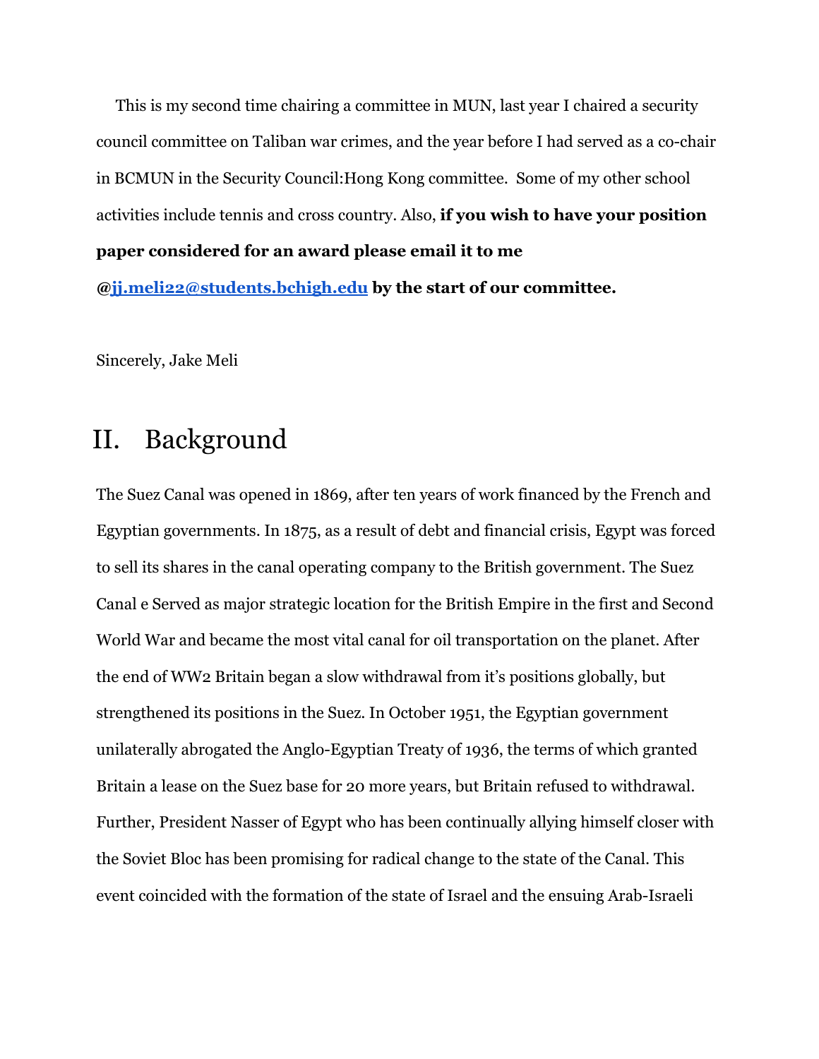This is my second time chairing a committee in MUN, last year I chaired a security council committee on Taliban war crimes, and the year before I had served as a co-chair in BCMUN in the Security Council:Hong Kong committee.  Some of my other school activities include tennis and cross country. Also, **if you wish to have your position paper considered for an award please email it to me @[jj.meli22@students.bchigh.edu](mailto:jj.meli22@students.bchigh.edu) by the start of our committee.**

Sincerely, Jake Meli

## II. Background

The Suez Canal was opened in 1869, after ten years of work financed by the French and Egyptian governments. In 1875, as a result of debt and financial crisis, Egypt was forced to sell its shares in the canal operating company to the British government. The Suez Canal e Served as major strategic location for the British Empire in the first and Second World War and became the most vital canal for oil transportation on the planet. After the end of WW2 Britain began a slow withdrawal from it's positions globally, but strengthened its positions in the Suez. In October 1951, the Egyptian government unilaterally abrogated the Anglo-Egyptian Treaty of 1936, the terms of which granted Britain a lease on the Suez base for 20 more years, but Britain refused to withdrawal. Further, President Nasser of Egypt who has been continually allying himself closer with the Soviet Bloc has been promising for radical change to the state of the Canal. This event coincided with the formation of the state of Israel and the ensuing Arab-Israeli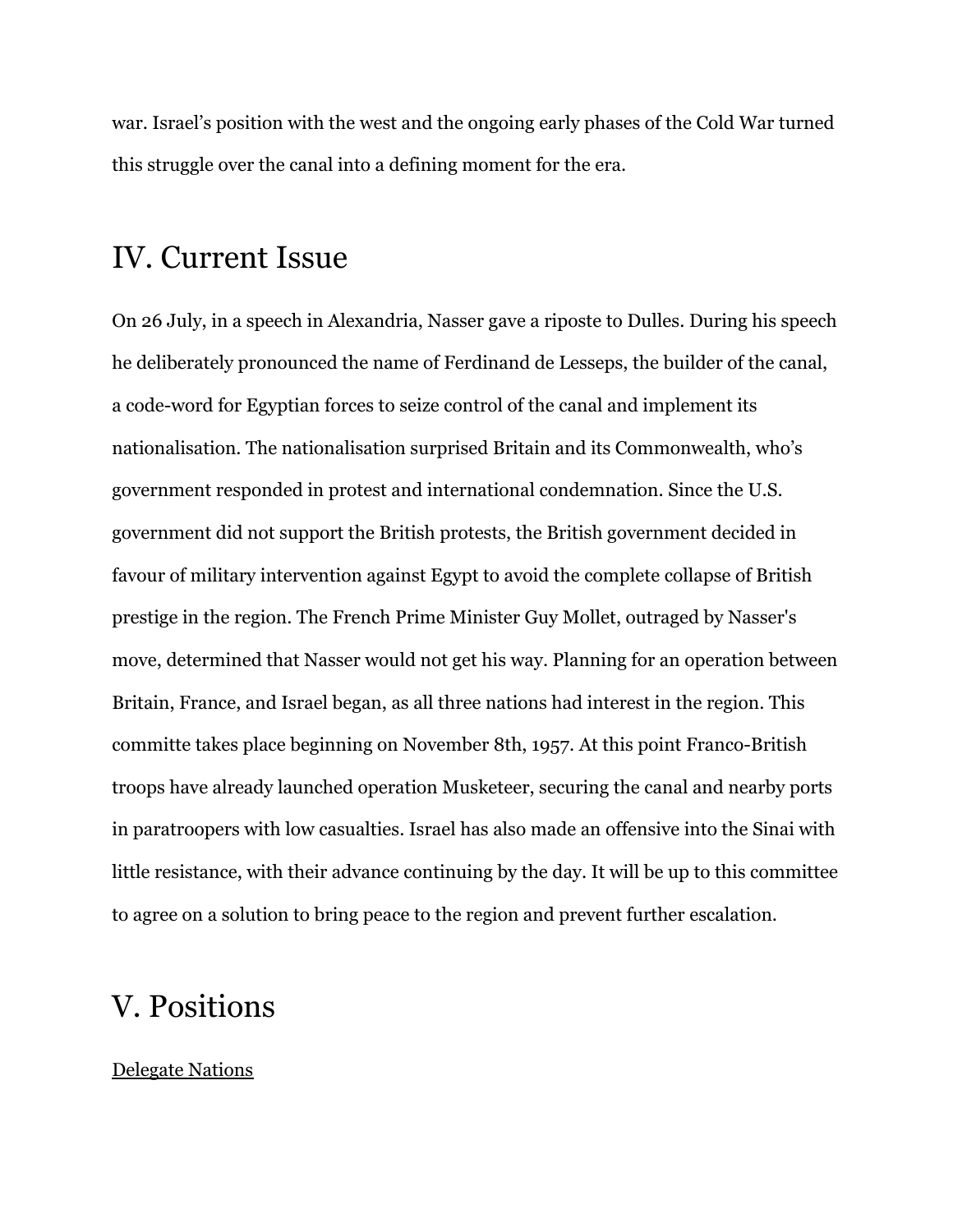war. Israel's position with the west and the ongoing early phases of the Cold War turned this struggle over the canal into a defining moment for the era.

## IV. Current Issue

On 26 July, in a speech in Alexandria, Nasser gave a riposte to Dulles. During his speech he deliberately pronounced the name of Ferdinand de Lesseps, the builder of the canal, a code-word for Egyptian forces to seize control of the canal and implement its nationalisation. The nationalisation surprised Britain and its Commonwealth, who's government responded in protest and international condemnation. Since the U.S. government did not support the British protests, the British government decided in favour of military intervention against Egypt to avoid the complete collapse of British prestige in the region. The French Prime Minister Guy Mollet, outraged by Nasser's move, determined that Nasser would not get his way. Planning for an operation between Britain, France, and Israel began, as all three nations had interest in the region. This committe takes place beginning on November 8th, 1957. At this point Franco-British troops have already launched operation Musketeer, securing the canal and nearby ports in paratroopers with low casualties. Israel has also made an offensive into the Sinai with little resistance, with their advance continuing by the day. It will be up to this committee to agree on a solution to bring peace to the region and prevent further escalation.

## V. Positions

<u>Delegate Nations</u>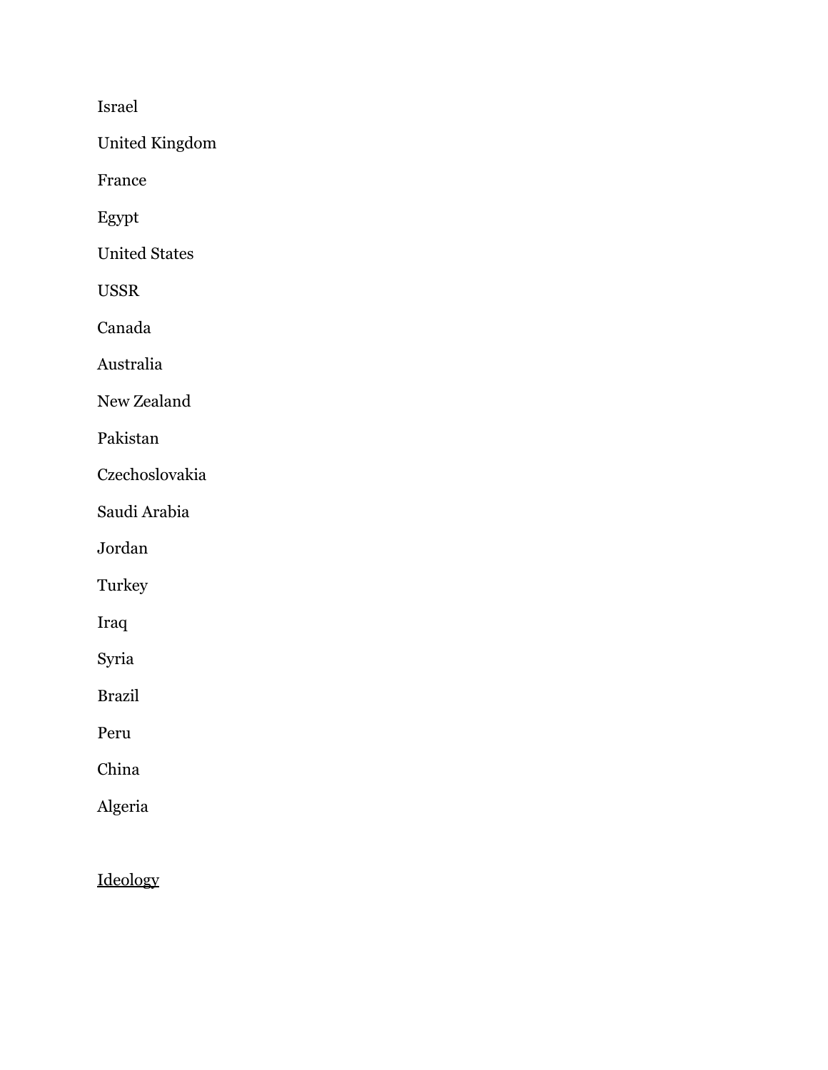Israel

United Kingdom

France

Egypt

United States

USSR

Canada

Australia

New Zealand

Pakistan

Czechoslovakia

Saudi Arabia

Jordan

Turkey

Iraq

Syria

Brazil

Peru

China

Algeria

<u>Ideology</u>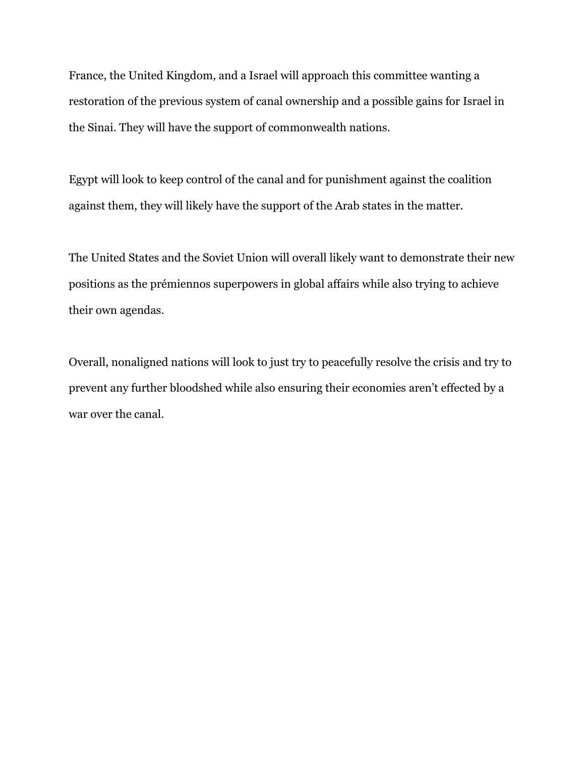France, the United Kingdom, and a Israel will approach this committee wanting a restoration of the previous system of canal ownership and a possible gains for Israel in the Sinai. They will have the support of commonwealth nations.

Egypt will look to keep control of the canal and for punishment against the coalition against them, they will likely have the support of the Arab states in the matter.

The United States and the Soviet Union will overall likely want to demonstrate their new positions as the prémiennos superpowers in global affairs while also trying to achieve their own agendas.

Overall, nonaligned nations will look to just try to peacefully resolve the crisis and try to prevent any further bloodshed while also ensuring their economies aren't effected by a war over the canal.